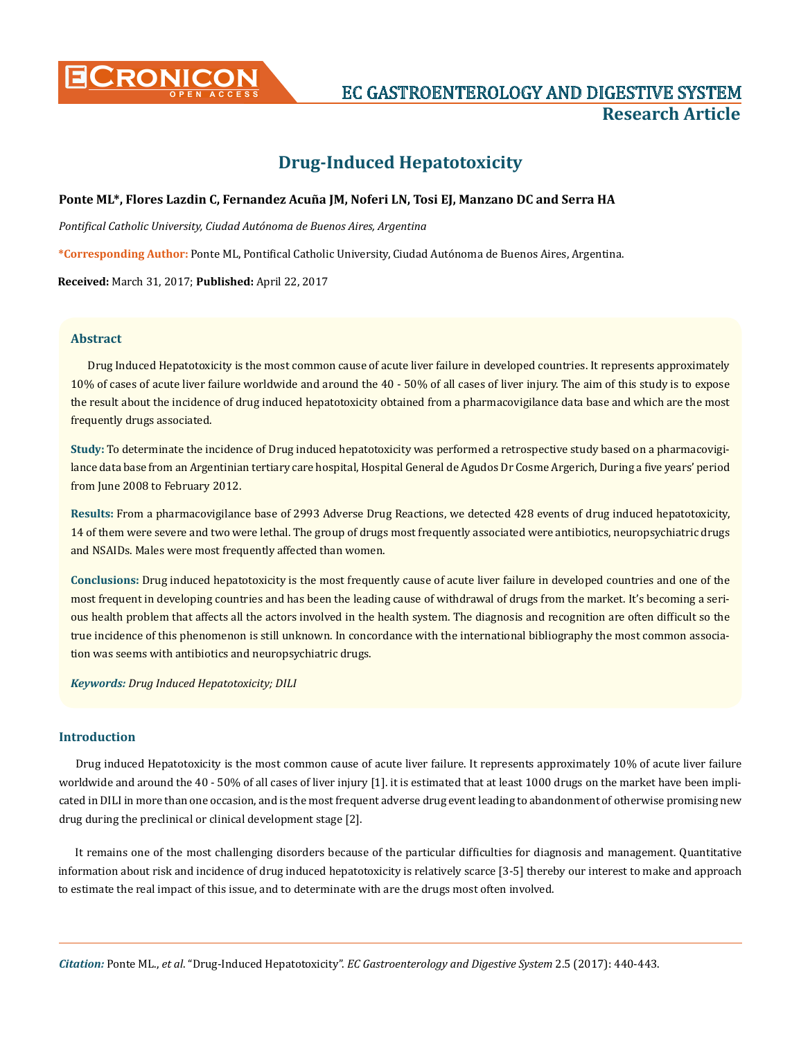# Drug-Induced Hepatotoxicity

**Ponte ML\*, Flores Lazdin C, Fernandez Acuña JM, Noferi LN, Tosi EJ, Manzano DC and Serra HA**

*Pontifical Catholic University, Ciudad Autónoma de Buenos Aires, Argentina*

**\*Corresponding Author:** Ponte ML, Pontifical Catholic University, Ciudad Autónoma de Buenos Aires, Argentina.

**Received:** March 31, 2017; **Published:** April 22, 2017

## Abstract

Drug Induced Hepatotoxicity is the most common cause of acute liver failure in developed countries. It represents approximately 10% of cases of acute liver failure worldwide and around the 40 - 50% of all cases of liver injury. The aim of this study is to expose the result about the incidence of drug induced hepatotoxicity obtained from a pharmacovigilance data base and which are the most frequently drugs associated.

**Study:** To determinate the incidence of Drug induced hepatotoxicity was performed a retrospective study based on a pharmacovigilance data base from an Argentinian tertiary care hospital, Hospital General de Agudos Dr Cosme Argerich, During a five years' period from June 2008 to February 2012.

**Results:** From a pharmacovigilance base of 2993 Adverse Drug Reactions, we detected 428 events of drug induced hepatotoxicity, 14 of them were severe and two were lethal. The group of drugs most frequently associated were antibiotics, neuropsychiatric drugs and NSAIDs. Males were most frequently affected than women.

**Conclusions:** Drug induced hepatotoxicity is the most frequently cause of acute liver failure in developed countries and one of the most frequent in developing countries and has been the leading cause of withdrawal of drugs from the market. It's becoming a serious health problem that affects all the actors involved in the health system. The diagnosis and recognition are often difficult so the true incidence of this phenomenon is still unknown. In concordance with the international bibliography the most common association was seems with antibiotics and neuropsychiatric drugs.

***Keywords:*** *Drug Induced Hepatotoxicity; DILI*

## Introduction

Drug induced Hepatotoxicity is the most common cause of acute liver failure. It represents approximately 10% of acute liver failure worldwide and around the 40 - 50% of all cases of liver injury [1]. it is estimated that at least 1000 drugs on the market have been implicated in DILI in more than one occasion, and is the most frequent adverse drug event leading to abandonment of otherwise promising new drug during the preclinical or clinical development stage [2].

It remains one of the most challenging disorders because of the particular difficulties for diagnosis and management. Quantitative information about risk and incidence of drug induced hepatotoxicity is relatively scarce [3-5] thereby our interest to make and approach to estimate the real impact of this issue, and to determinate with are the drugs most often involved.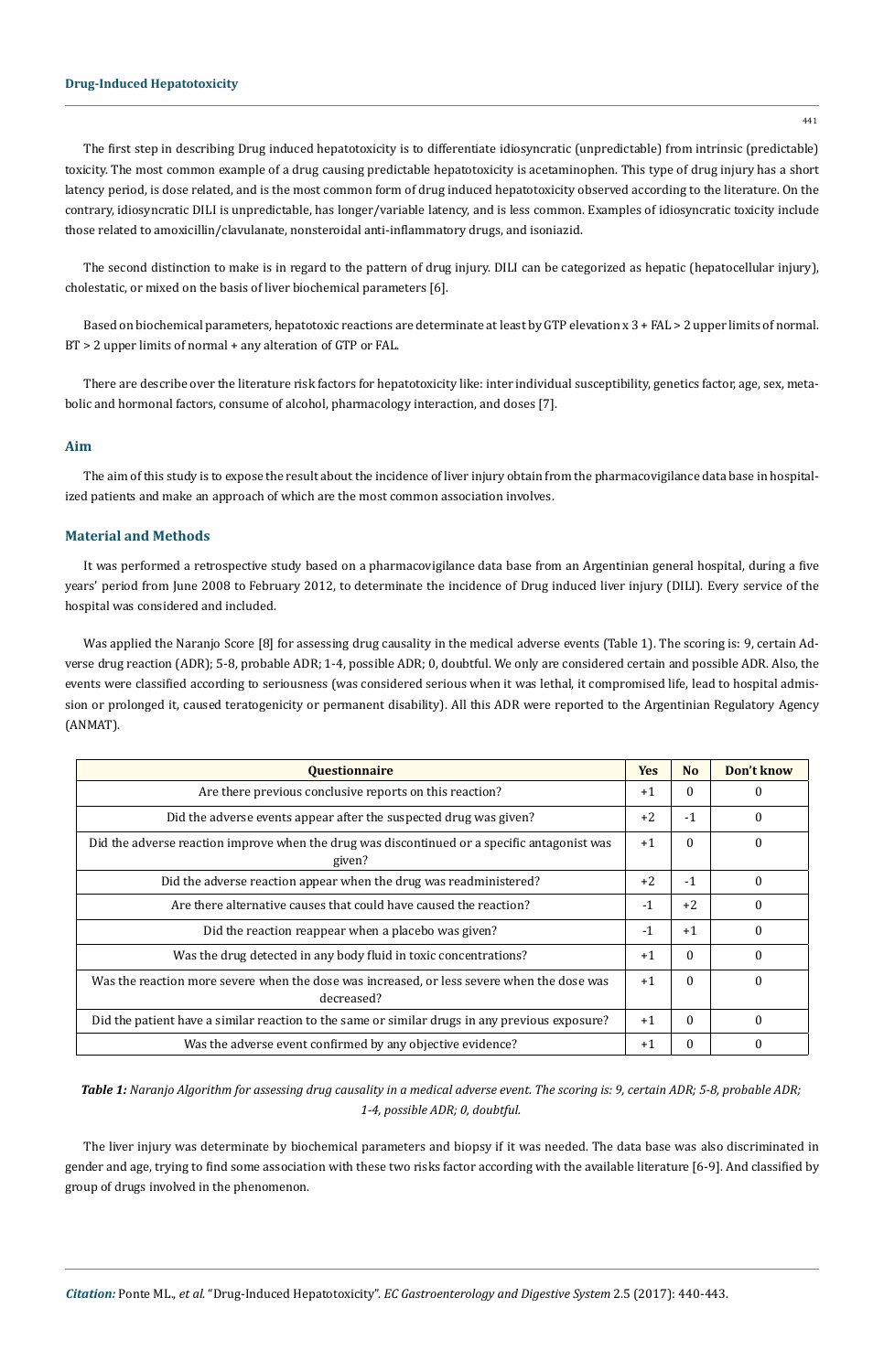The first step in describing Drug induced hepatotoxicity is to differentiate idiosyncratic (unpredictable) from intrinsic (predictable) toxicity. The most common example of a drug causing predictable hepatotoxicity is acetaminophen. This type of drug injury has a short latency period, is dose related, and is the most common form of drug induced hepatotoxicity observed according to the literature. On the contrary, idiosyncratic DILI is unpredictable, has longer/variable latency, and is less common. Examples of idiosyncratic toxicity include those related to amoxicillin/clavulanate, nonsteroidal anti-inflammatory drugs, and isoniazid.

The second distinction to make is in regard to the pattern of drug injury. DILI can be categorized as hepatic (hepatocellular injury), cholestatic, or mixed on the basis of liver biochemical parameters [6].

Based on biochemical parameters, hepatotoxic reactions are determinate at least by GTP elevation x 3 + FAL > 2 upper limits of normal. BT > 2 upper limits of normal + any alteration of GTP or FAL.

There are describe over the literature risk factors for hepatotoxicity like: inter individual susceptibility, genetics factor, age, sex, metabolic and hormonal factors, consume of alcohol, pharmacology interaction, and doses [7].

## Aim

The aim of this study is to expose the result about the incidence of liver injury obtain from the pharmacovigilance data base in hospitalized patients and make an approach of which are the most common association involves.

## Material and Methods

It was performed a retrospective study based on a pharmacovigilance data base from an Argentinian general hospital, during a five years' period from June 2008 to February 2012, to determinate the incidence of Drug induced liver injury (DILI). Every service of the hospital was considered and included.

Was applied the Naranjo Score [8] for assessing drug causality in the medical adverse events (Table 1). The scoring is: 9, certain Adverse drug reaction (ADR); 5-8, probable ADR; 1-4, possible ADR; 0, doubtful. We only are considered certain and possible ADR. Also, the events were classified according to seriousness (was considered serious when it was lethal, it compromised life, lead to hospital admission or prolonged it, caused teratogenicity or permanent disability). All this ADR were reported to the Argentinian Regulatory Agency (ANMAT).

| Questionnaire | Yes | No | Don't know |
|---|---|---|---|
| Are there previous conclusive reports on this reaction? | +1 | 0 | 0 |
| Did the adverse events appear after the suspected drug was given? | +2 | -1 | 0 |
| Did the adverse reaction improve when the drug was discontinued or a specific antagonist was given? | +1 | 0 | 0 |
| Did the adverse reaction appear when the drug was readministered? | +2 | -1 | 0 |
| Are there alternative causes that could have caused the reaction? | -1 | +2 | 0 |
| Did the reaction reappear when a placebo was given? | -1 | +1 | 0 |
| Was the drug detected in any body fluid in toxic concentrations? | +1 | 0 | 0 |
| Was the reaction more severe when the dose was increased, or less severe when the dose was decreased? | +1 | 0 | 0 |
| Did the patient have a similar reaction to the same or similar drugs in any previous exposure? | +1 | 0 | 0 |
| Was the adverse event confirmed by any objective evidence? | +1 | 0 | 0 |

***Table 1:*** *Naranjo Algorithm for assessing drug causality in a medical adverse event. The scoring is: 9, certain ADR; 5-8, probable ADR; 1-4, possible ADR; 0, doubtful.*

The liver injury was determinate by biochemical parameters and biopsy if it was needed. The data base was also discriminated in gender and age, trying to find some association with these two risks factor according with the available literature [6-9]. And classified by group of drugs involved in the phenomenon.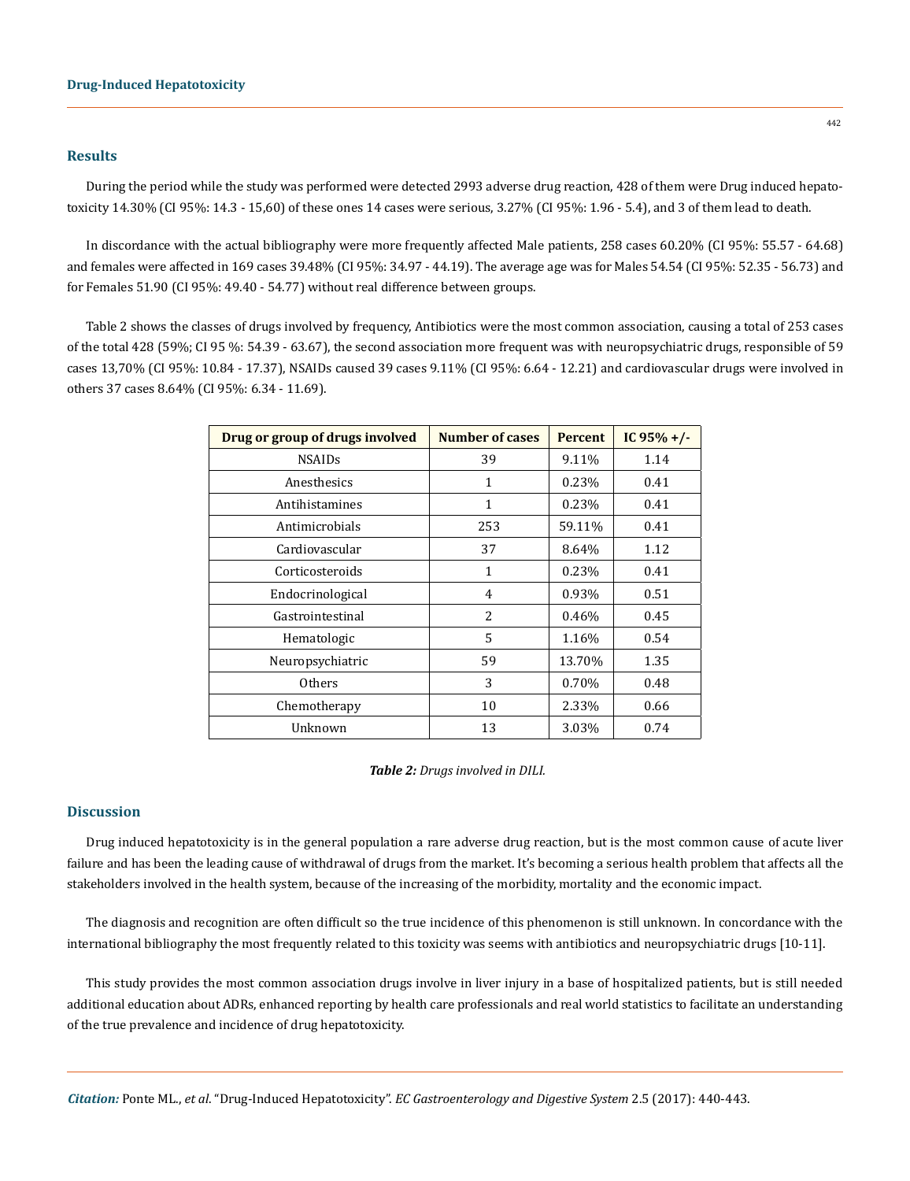## Results

During the period while the study was performed were detected 2993 adverse drug reaction, 428 of them were Drug induced hepatotoxicity 14.30% (CI 95%: 14.3 - 15,60) of these ones 14 cases were serious, 3.27% (CI 95%: 1.96 - 5.4), and 3 of them lead to death.

In discordance with the actual bibliography were more frequently affected Male patients, 258 cases 60.20% (CI 95%: 55.57 - 64.68) and females were affected in 169 cases 39.48% (CI 95%: 34.97 - 44.19). The average age was for Males 54.54 (CI 95%: 52.35 - 56.73) and for Females 51.90 (CI 95%: 49.40 - 54.77) without real difference between groups.

Table 2 shows the classes of drugs involved by frequency, Antibiotics were the most common association, causing a total of 253 cases of the total 428 (59%; CI 95 %: 54.39 - 63.67), the second association more frequent was with neuropsychiatric drugs, responsible of 59 cases 13,70% (CI 95%: 10.84 - 17.37), NSAIDs caused 39 cases 9.11% (CI 95%: 6.64 - 12.21) and cardiovascular drugs were involved in others 37 cases 8.64% (CI 95%: 6.34 - 11.69).

| Drug or group of drugs involved | Number of cases | Percent | IC 95% +/- |
|---|---|---|---|
| NSAIDs | 39 | 9.11% | 1.14 |
| Anesthesics | 1 | 0.23% | 0.41 |
| Antihistamines | 1 | 0.23% | 0.41 |
| Antimicrobials | 253 | 59.11% | 0.41 |
| Cardiovascular | 37 | 8.64% | 1.12 |
| Corticosteroids | 1 | 0.23% | 0.41 |
| Endocrinological | 4 | 0.93% | 0.51 |
| Gastrointestinal | 2 | 0.46% | 0.45 |
| Hematologic | 5 | 1.16% | 0.54 |
| Neuropsychiatric | 59 | 13.70% | 1.35 |
| Others | 3 | 0.70% | 0.48 |
| Chemotherapy | 10 | 2.33% | 0.66 |
| Unknown | 13 | 3.03% | 0.74 |

***Table 2:*** *Drugs involved in DILI.*

## Discussion

Drug induced hepatotoxicity is in the general population a rare adverse drug reaction, but is the most common cause of acute liver failure and has been the leading cause of withdrawal of drugs from the market. It's becoming a serious health problem that affects all the stakeholders involved in the health system, because of the increasing of the morbidity, mortality and the economic impact.

The diagnosis and recognition are often difficult so the true incidence of this phenomenon is still unknown. In concordance with the international bibliography the most frequently related to this toxicity was seems with antibiotics and neuropsychiatric drugs [10-11].

This study provides the most common association drugs involve in liver injury in a base of hospitalized patients, but is still needed additional education about ADRs, enhanced reporting by health care professionals and real world statistics to facilitate an understanding of the true prevalence and incidence of drug hepatotoxicity.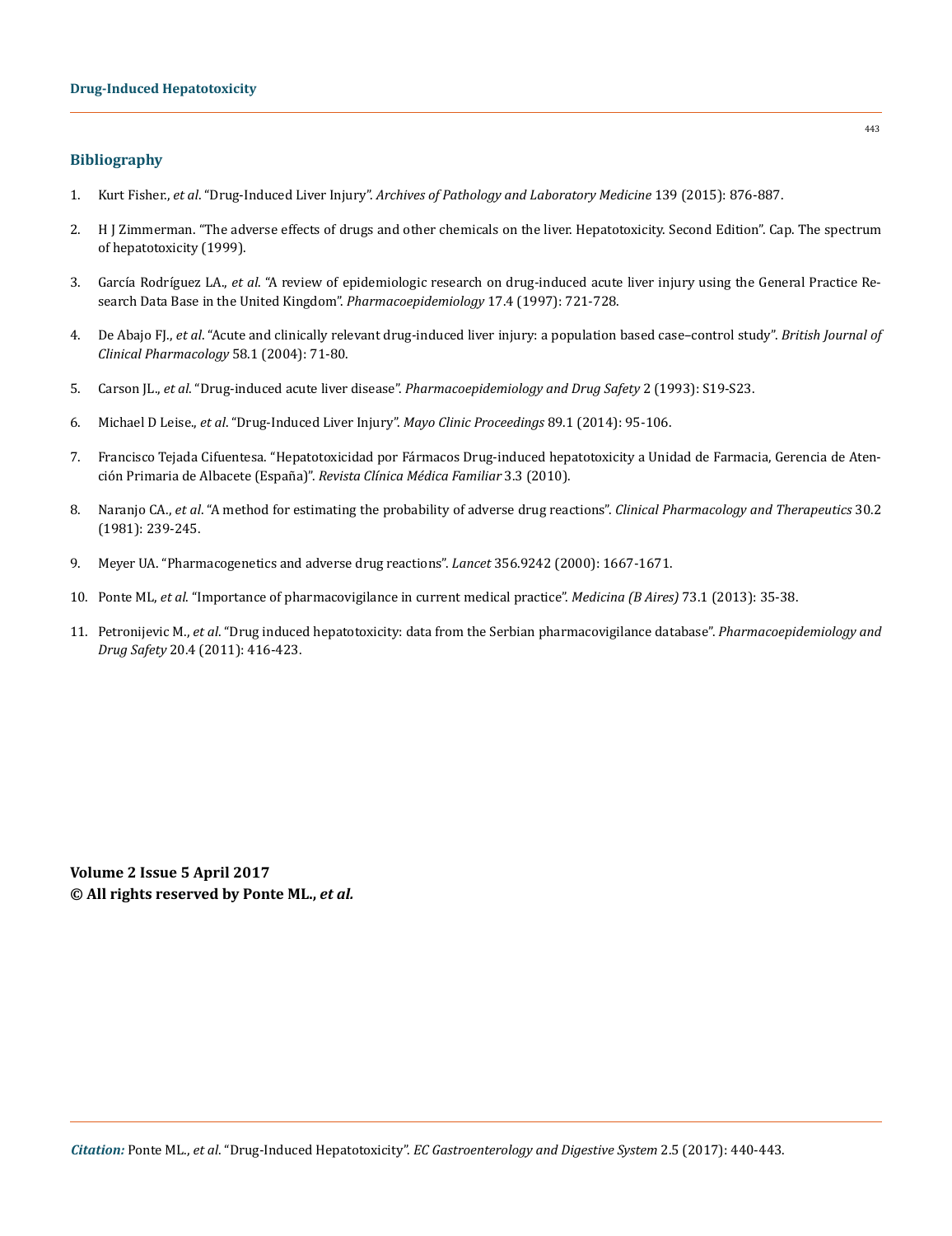## Bibliography

1. Kurt Fisher., *et al*. "Drug-Induced Liver Injury". *Archives of Pathology and Laboratory Medicine* 139 (2015): 876-887.
2. H J Zimmerman. "The adverse effects of drugs and other chemicals on the liver. Hepatotoxicity. Second Edition". Cap. The spectrum of hepatotoxicity (1999).
3. García Rodríguez LA., *et al*. "A review of epidemiologic research on drug-induced acute liver injury using the General Practice Research Data Base in the United Kingdom". *Pharmacoepidemiology* 17.4 (1997): 721-728.
4. De Abajo FJ., *et al*. "Acute and clinically relevant drug-induced liver injury: a population based case–control study". *British Journal of Clinical Pharmacology* 58.1 (2004): 71-80.
5. Carson JL., *et al*. "Drug-induced acute liver disease". *Pharmacoepidemiology and Drug Safety* 2 (1993): S19-S23.
6. Michael D Leise., *et al*. "Drug-Induced Liver Injury". *Mayo Clinic Proceedings* 89.1 (2014): 95-106.
7. Francisco Tejada Cifuentesa. "Hepatotoxicidad por Fármacos Drug-induced hepatotoxicity a Unidad de Farmacia, Gerencia de Atención Primaria de Albacete (España)". *Revista Clínica Médica Familiar* 3.3 (2010).
8. Naranjo CA., *et al*. "A method for estimating the probability of adverse drug reactions". *Clinical Pharmacology and Therapeutics* 30.2 (1981): 239-245.
9. Meyer UA. "Pharmacogenetics and adverse drug reactions". *Lancet* 356.9242 (2000): 1667-1671.
10. Ponte ML, *et al*. "Importance of pharmacovigilance in current medical practice". *Medicina (B Aires)* 73.1 (2013): 35-38.
11. Petronijevic M., *et al*. "Drug induced hepatotoxicity: data from the Serbian pharmacovigilance database". *Pharmacoepidemiology and Drug Safety* 20.4 (2011): 416-423.

**Volume 2 Issue 5 April 2017**
**© All rights reserved by Ponte ML., *et al.***